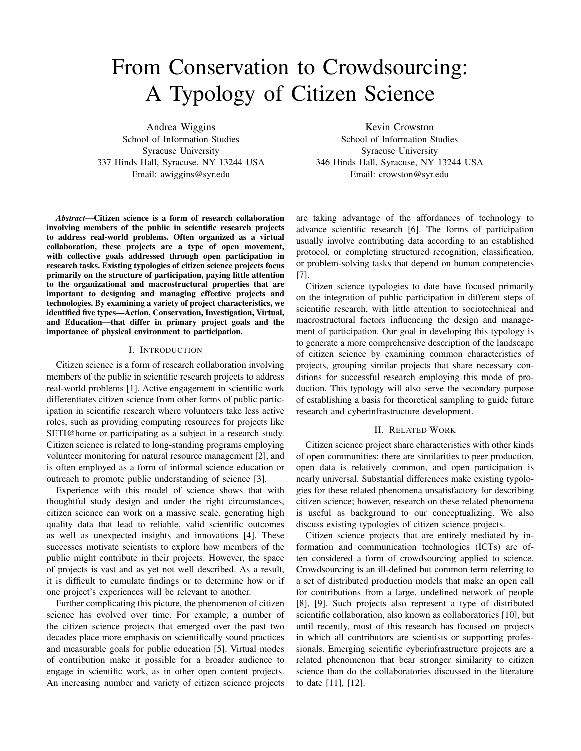# From Conservation to Crowdsourcing: A Typology of Citizen Science

Andrea Wiggins
School of Information Studies
Syracuse University
337 Hinds Hall, Syracuse, NY 13244 USA
Email: awiggins@syr.edu

Kevin Crowston
School of Information Studies
Syracuse University
346 Hinds Hall, Syracuse, NY 13244 USA
Email: crowston@syr.edu

***Abstract*—Citizen science is a form of research collaboration involving members of the public in scientific research projects to address real-world problems. Often organized as a virtual collaboration, these projects are a type of open movement, with collective goals addressed through open participation in research tasks. Existing typologies of citizen science projects focus primarily on the structure of participation, paying little attention to the organizational and macrostructural properties that are important to designing and managing effective projects and technologies. By examining a variety of project characteristics, we identified five types—Action, Conservation, Investigation, Virtual, and Education—that differ in primary project goals and the importance of physical environment to participation.**

## I. Introduction

Citizen science is a form of research collaboration involving members of the public in scientific research projects to address real-world problems [1]. Active engagement in scientific work differentiates citizen science from other forms of public participation in scientific research where volunteers take less active roles, such as providing computing resources for projects like SETI@home or participating as a subject in a research study. Citizen science is related to long-standing programs employing volunteer monitoring for natural resource management [2], and is often employed as a form of informal science education or outreach to promote public understanding of science [3].

Experience with this model of science shows that with thoughtful study design and under the right circumstances, citizen science can work on a massive scale, generating high quality data that lead to reliable, valid scientific outcomes as well as unexpected insights and innovations [4]. These successes motivate scientists to explore how members of the public might contribute in their projects. However, the space of projects is vast and as yet not well described. As a result, it is difficult to cumulate findings or to determine how or if one project's experiences will be relevant to another.

Further complicating this picture, the phenomenon of citizen science has evolved over time. For example, a number of the citizen science projects that emerged over the past two decades place more emphasis on scientifically sound practices and measurable goals for public education [5]. Virtual modes of contribution make it possible for a broader audience to engage in scientific work, as in other open content projects. An increasing number and variety of citizen science projects are taking advantage of the affordances of technology to advance scientific research [6]. The forms of participation usually involve contributing data according to an established protocol, or completing structured recognition, classification, or problem-solving tasks that depend on human competencies [7].

Citizen science typologies to date have focused primarily on the integration of public participation in different steps of scientific research, with little attention to sociotechnical and macrostructural factors influencing the design and management of participation. Our goal in developing this typology is to generate a more comprehensive description of the landscape of citizen science by examining common characteristics of projects, grouping similar projects that share necessary conditions for successful research employing this mode of production. This typology will also serve the secondary purpose of establishing a basis for theoretical sampling to guide future research and cyberinfrastructure development.

## II. Related Work

Citizen science project share characteristics with other kinds of open communities: there are similarities to peer production, open data is relatively common, and open participation is nearly universal. Substantial differences make existing typologies for these related phenomena unsatisfactory for describing citizen science; however, research on these related phenomena is useful as background to our conceptualizing. We also discuss existing typologies of citizen science projects.

Citizen science projects that are entirely mediated by information and communication technologies (ICTs) are often considered a form of crowdsourcing applied to science. Crowdsourcing is an ill-defined but common term referring to a set of distributed production models that make an open call for contributions from a large, undefined network of people [8], [9]. Such projects also represent a type of distributed scientific collaboration, also known as collaboratories [10], but until recently, most of this research has focused on projects in which all contributors are scientists or supporting professionals. Emerging scientific cyberinfrastructure projects are a related phenomenon that bear stronger similarity to citizen science than do the collaboratories discussed in the literature to date [11], [12].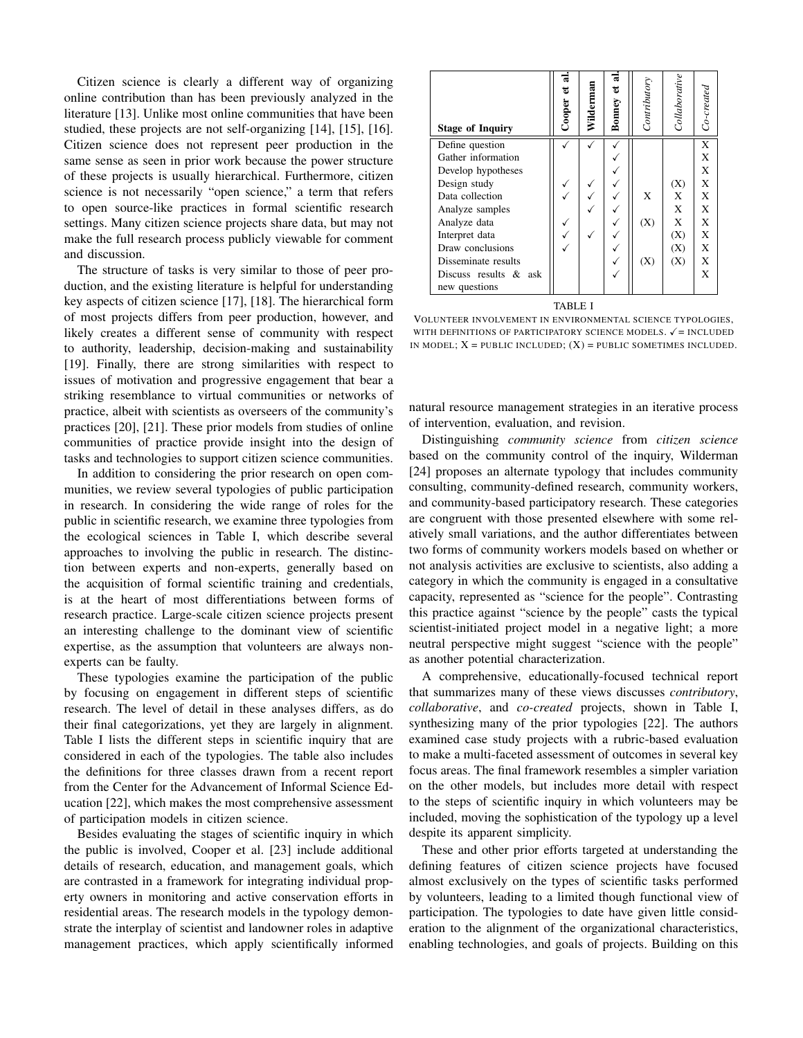Citizen science is clearly a different way of organizing online contribution than has been previously analyzed in the literature [13]. Unlike most online communities that have been studied, these projects are not self-organizing [14], [15], [16]. Citizen science does not represent peer production in the same sense as seen in prior work because the power structure of these projects is usually hierarchical. Furthermore, citizen science is not necessarily "open science," a term that refers to open source-like practices in formal scientific research settings. Many citizen science projects share data, but may not make the full research process publicly viewable for comment and discussion.

The structure of tasks is very similar to those of peer production, and the existing literature is helpful for understanding key aspects of citizen science [17], [18]. The hierarchical form of most projects differs from peer production, however, and likely creates a different sense of community with respect to authority, leadership, decision-making and sustainability [19]. Finally, there are strong similarities with respect to issues of motivation and progressive engagement that bear a striking resemblance to virtual communities or networks of practice, albeit with scientists as overseers of the community's practices [20], [21]. These prior models from studies of online communities of practice provide insight into the design of tasks and technologies to support citizen science communities.

In addition to considering the prior research on open communities, we review several typologies of public participation in research. In considering the wide range of roles for the public in scientific research, we examine three typologies from the ecological sciences in Table I, which describe several approaches to involving the public in research. The distinction between experts and non-experts, generally based on the acquisition of formal scientific training and credentials, is at the heart of most differentiations between forms of research practice. Large-scale citizen science projects present an interesting challenge to the dominant view of scientific expertise, as the assumption that volunteers are always non-experts can be faulty.

These typologies examine the participation of the public by focusing on engagement in different steps of scientific research. The level of detail in these analyses differs, as do their final categorizations, yet they are largely in alignment. Table I lists the different steps in scientific inquiry that are considered in each of the typologies. The table also includes the definitions for three classes drawn from a recent report from the Center for the Advancement of Informal Science Education [22], which makes the most comprehensive assessment of participation models in citizen science.

Besides evaluating the stages of scientific inquiry in which the public is involved, Cooper et al. [23] include additional details of research, education, and management goals, which are contrasted in a framework for integrating individual property owners in monitoring and active conservation efforts in residential areas. The research models in the typology demonstrate the interplay of scientist and landowner roles in adaptive management practices, which apply scientifically informed natural resource management strategies in an iterative process of intervention, evaluation, and revision.

| **Stage of Inquiry** | **Cooper et al.** | **Wilderman** | **Bonney et al.** | *Contributory* | *Collaborative* | *Co-created* |
|---|---|---|---|---|---|---|
| Define question | ✓ | ✓ | ✓ | | | X |
| Gather information | | | ✓ | | | X |
| Develop hypotheses | | | ✓ | | | X |
| Design study | ✓ | ✓ | ✓ | | (X) | X |
| Data collection | ✓ | ✓ | ✓ | X | X | X |
| Analyze samples | | ✓ | ✓ | | X | X |
| Analyze data | ✓ | | ✓ | (X) | X | X |
| Interpret data | ✓ | ✓ | ✓ | | (X) | X |
| Draw conclusions | ✓ | | ✓ | | (X) | X |
| Disseminate results | | | ✓ | (X) | (X) | X |
| Discuss results & ask new questions | | | ✓ | | | X |

TABLE I

VOLUNTEER INVOLVEMENT IN ENVIRONMENTAL SCIENCE TYPOLOGIES, WITH DEFINITIONS OF PARTICIPATORY SCIENCE MODELS. ✓ = INCLUDED IN MODEL; X = PUBLIC INCLUDED; (X) = PUBLIC SOMETIMES INCLUDED.

Distinguishing *community science* from *citizen science* based on the community control of the inquiry, Wilderman [24] proposes an alternate typology that includes community consulting, community-defined research, community workers, and community-based participatory research. These categories are congruent with those presented elsewhere with some relatively small variations, and the author differentiates between two forms of community workers models based on whether or not analysis activities are exclusive to scientists, also adding a category in which the community is engaged in a consultative capacity, represented as "science for the people". Contrasting this practice against "science by the people" casts the typical scientist-initiated project model in a negative light; a more neutral perspective might suggest "science with the people" as another potential characterization.

A comprehensive, educationally-focused technical report that summarizes many of these views discusses *contributory*, *collaborative*, and *co-created* projects, shown in Table I, synthesizing many of the prior typologies [22]. The authors examined case study projects with a rubric-based evaluation to make a multi-faceted assessment of outcomes in several key focus areas. The final framework resembles a simpler variation on the other models, but includes more detail with respect to the steps of scientific inquiry in which volunteers may be included, moving the sophistication of the typology up a level despite its apparent simplicity.

These and other prior efforts targeted at understanding the defining features of citizen science projects have focused almost exclusively on the types of scientific tasks performed by volunteers, leading to a limited though functional view of participation. The typologies to date have given little consideration to the alignment of the organizational characteristics, enabling technologies, and goals of projects. Building on this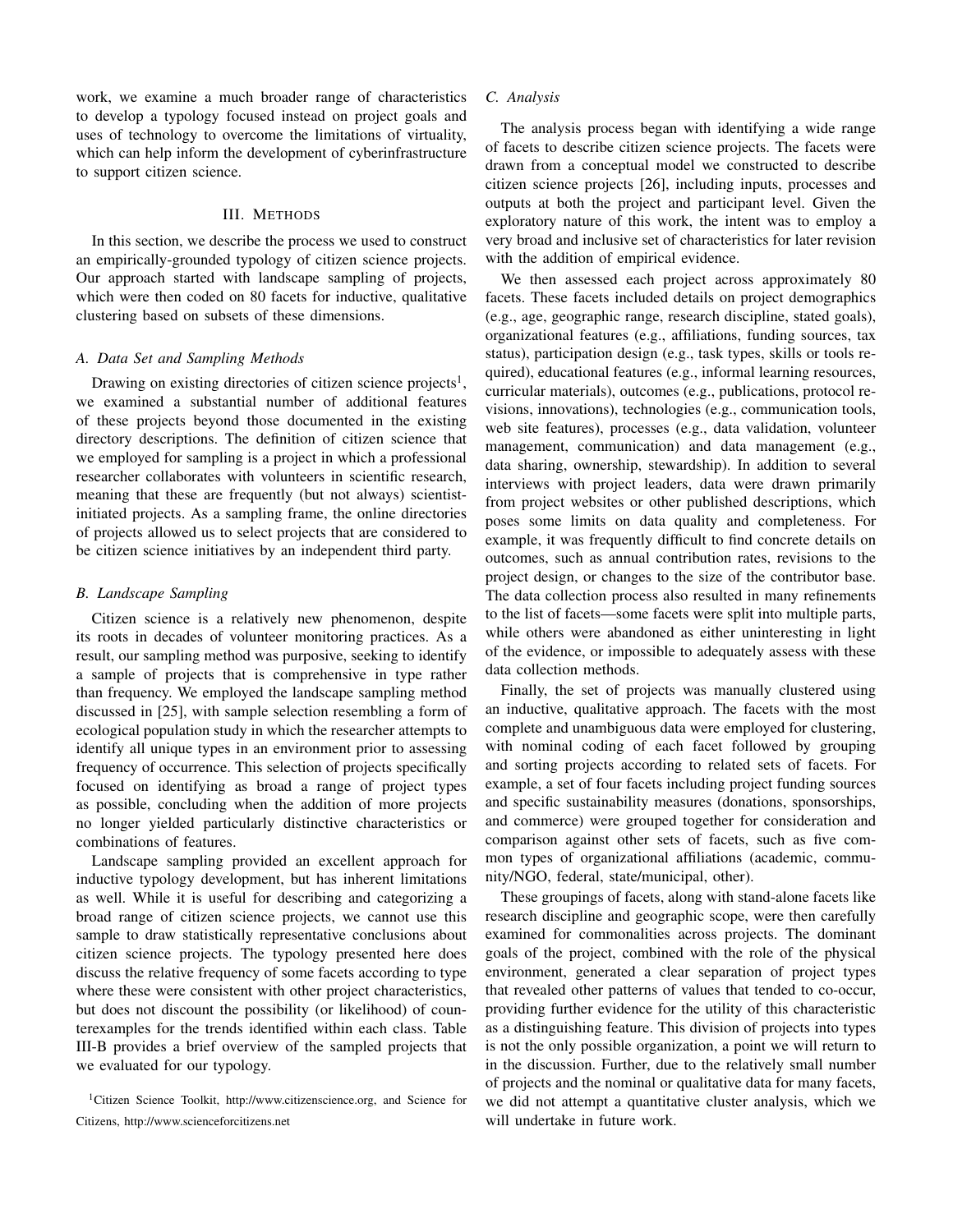work, we examine a much broader range of characteristics to develop a typology focused instead on project goals and uses of technology to overcome the limitations of virtuality, which can help inform the development of cyberinfrastructure to support citizen science.

## III. METHODS

In this section, we describe the process we used to construct an empirically-grounded typology of citizen science projects. Our approach started with landscape sampling of projects, which were then coded on 80 facets for inductive, qualitative clustering based on subsets of these dimensions.

### A. Data Set and Sampling Methods

Drawing on existing directories of citizen science projects[1], we examined a substantial number of additional features of these projects beyond those documented in the existing directory descriptions. The definition of citizen science that we employed for sampling is a project in which a professional researcher collaborates with volunteers in scientific research, meaning that these are frequently (but not always) scientist-initiated projects. As a sampling frame, the online directories of projects allowed us to select projects that are considered to be citizen science initiatives by an independent third party.

### B. Landscape Sampling

Citizen science is a relatively new phenomenon, despite its roots in decades of volunteer monitoring practices. As a result, our sampling method was purposive, seeking to identify a sample of projects that is comprehensive in type rather than frequency. We employed the landscape sampling method discussed in [25], with sample selection resembling a form of ecological population study in which the researcher attempts to identify all unique types in an environment prior to assessing frequency of occurrence. This selection of projects specifically focused on identifying as broad a range of project types as possible, concluding when the addition of more projects no longer yielded particularly distinctive characteristics or combinations of features.

Landscape sampling provided an excellent approach for inductive typology development, but has inherent limitations as well. While it is useful for describing and categorizing a broad range of citizen science projects, we cannot use this sample to draw statistically representative conclusions about citizen science projects. The typology presented here does discuss the relative frequency of some facets according to type where these were consistent with other project characteristics, but does not discount the possibility (or likelihood) of counterexamples for the trends identified within each class. Table III-B provides a brief overview of the sampled projects that we evaluated for our typology.

[1]Citizen Science Toolkit, http://www.citizenscience.org, and Science for Citizens, http://www.scienceforcitizens.net

### C. Analysis

The analysis process began with identifying a wide range of facets to describe citizen science projects. The facets were drawn from a conceptual model we constructed to describe citizen science projects [26], including inputs, processes and outputs at both the project and participant level. Given the exploratory nature of this work, the intent was to employ a very broad and inclusive set of characteristics for later revision with the addition of empirical evidence.

We then assessed each project across approximately 80 facets. These facets included details on project demographics (e.g., age, geographic range, research discipline, stated goals), organizational features (e.g., affiliations, funding sources, tax status), participation design (e.g., task types, skills or tools required), educational features (e.g., informal learning resources, curricular materials), outcomes (e.g., publications, protocol revisions, innovations), technologies (e.g., communication tools, web site features), processes (e.g., data validation, volunteer management, communication) and data management (e.g., data sharing, ownership, stewardship). In addition to several interviews with project leaders, data were drawn primarily from project websites or other published descriptions, which poses some limits on data quality and completeness. For example, it was frequently difficult to find concrete details on outcomes, such as annual contribution rates, revisions to the project design, or changes to the size of the contributor base. The data collection process also resulted in many refinements to the list of facets—some facets were split into multiple parts, while others were abandoned as either uninteresting in light of the evidence, or impossible to adequately assess with these data collection methods.

Finally, the set of projects was manually clustered using an inductive, qualitative approach. The facets with the most complete and unambiguous data were employed for clustering, with nominal coding of each facet followed by grouping and sorting projects according to related sets of facets. For example, a set of four facets including project funding sources and specific sustainability measures (donations, sponsorships, and commerce) were grouped together for consideration and comparison against other sets of facets, such as five common types of organizational affiliations (academic, community/NGO, federal, state/municipal, other).

These groupings of facets, along with stand-alone facets like research discipline and geographic scope, were then carefully examined for commonalities across projects. The dominant goals of the project, combined with the role of the physical environment, generated a clear separation of project types that revealed other patterns of values that tended to co-occur, providing further evidence for the utility of this characteristic as a distinguishing feature. This division of projects into types is not the only possible organization, a point we will return to in the discussion. Further, due to the relatively small number of projects and the nominal or qualitative data for many facets, we did not attempt a quantitative cluster analysis, which we will undertake in future work.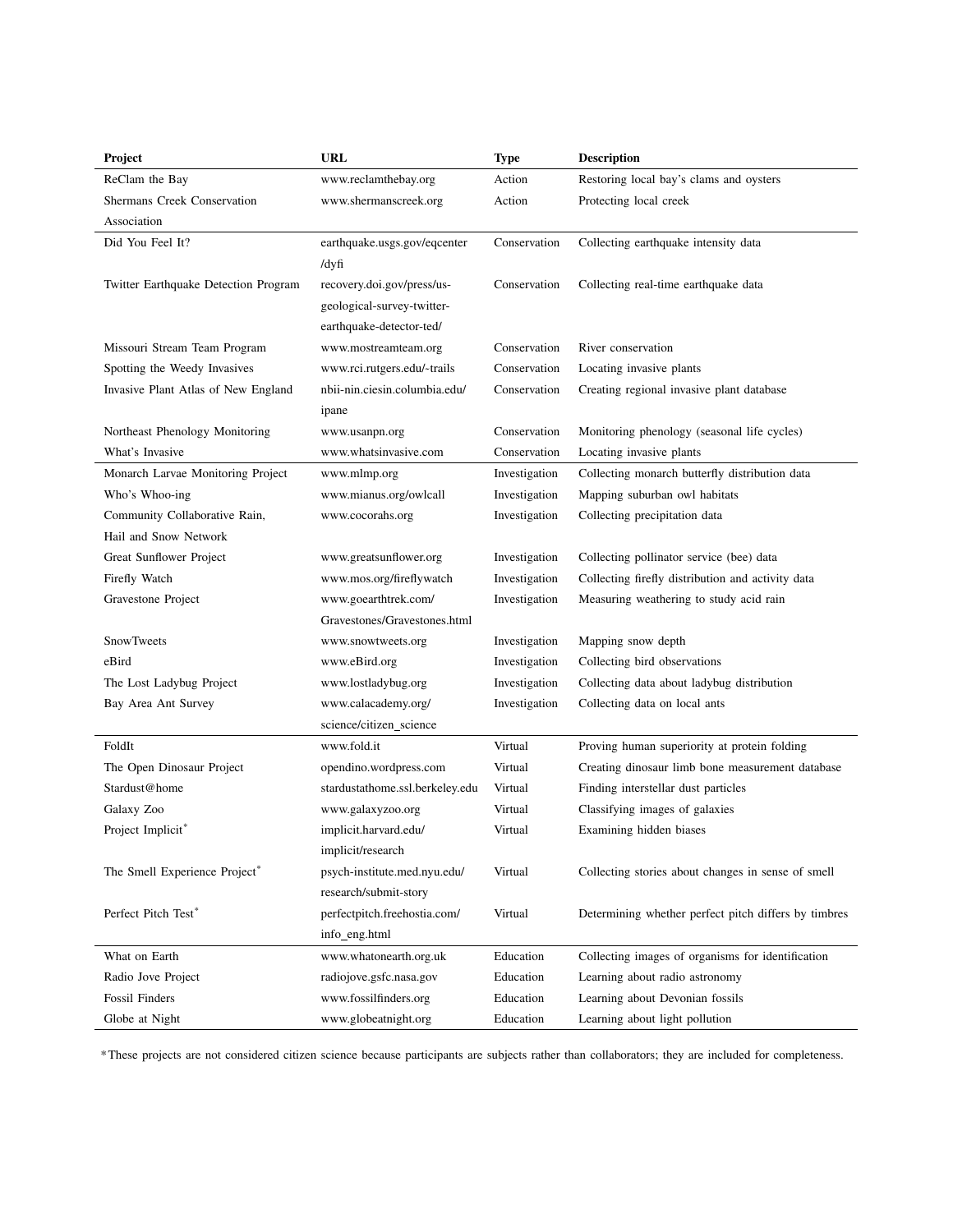| Project | URL | Type | Description |
|---|---|---|---|
| ReClam the Bay | www.reclamthebay.org | Action | Restoring local bay's clams and oysters |
| Shermans Creek Conservation Association | www.shermanscreek.org | Action | Protecting local creek |
| Did You Feel It? | earthquake.usgs.gov/eqcenter/dyfi | Conservation | Collecting earthquake intensity data |
| Twitter Earthquake Detection Program | recovery.doi.gov/press/us-geological-survey-twitter-earthquake-detector-ted/ | Conservation | Collecting real-time earthquake data |
| Missouri Stream Team Program | www.mostreamteam.org | Conservation | River conservation |
| Spotting the Weedy Invasives | www.rci.rutgers.edu/~trails | Conservation | Locating invasive plants |
| Invasive Plant Atlas of New England | nbii-nin.ciesin.columbia.edu/ipane | Conservation | Creating regional invasive plant database |
| Northeast Phenology Monitoring | www.usanpn.org | Conservation | Monitoring phenology (seasonal life cycles) |
| What's Invasive | www.whatsinvasive.com | Conservation | Locating invasive plants |
| Monarch Larvae Monitoring Project | www.mlmp.org | Investigation | Collecting monarch butterfly distribution data |
| Who's Whoo-ing | www.mianus.org/owlcall | Investigation | Mapping suburban owl habitats |
| Community Collaborative Rain, Hail and Snow Network | www.cocorahs.org | Investigation | Collecting precipitation data |
| Great Sunflower Project | www.greatsunflower.org | Investigation | Collecting pollinator service (bee) data |
| Firefly Watch | www.mos.org/fireflywatch | Investigation | Collecting firefly distribution and activity data |
| Gravestone Project | www.goearthtrek.com/Gravestones/Gravestones.html | Investigation | Measuring weathering to study acid rain |
| SnowTweets | www.snowtweets.org | Investigation | Mapping snow depth |
| eBird | www.eBird.org | Investigation | Collecting bird observations |
| The Lost Ladybug Project | www.lostladybug.org | Investigation | Collecting data about ladybug distribution |
| Bay Area Ant Survey | www.calacademy.org/science/citizen_science | Investigation | Collecting data on local ants |
| FoldIt | www.fold.it | Virtual | Proving human superiority at protein folding |
| The Open Dinosaur Project | opendino.wordpress.com | Virtual | Creating dinosaur limb bone measurement database |
| Stardust@home | stardustathome.ssl.berkeley.edu | Virtual | Finding interstellar dust particles |
| Galaxy Zoo | www.galaxyzoo.org | Virtual | Classifying images of galaxies |
| Project Implicit* | implicit.harvard.edu/implicit/research | Virtual | Examining hidden biases |
| The Smell Experience Project* | psych-institute.med.nyu.edu/research/submit-story | Virtual | Collecting stories about changes in sense of smell |
| Perfect Pitch Test* | perfectpitch.freehostia.com/info_eng.html | Virtual | Determining whether perfect pitch differs by timbres |
| What on Earth | www.whatonearth.org.uk | Education | Collecting images of organisms for identification |
| Radio Jove Project | radiojove.gsfc.nasa.gov | Education | Learning about radio astronomy |
| Fossil Finders | www.fossilfinders.org | Education | Learning about Devonian fossils |
| Globe at Night | www.globeatnight.org | Education | Learning about light pollution |

*These projects are not considered citizen science because participants are subjects rather than collaborators; they are included for completeness.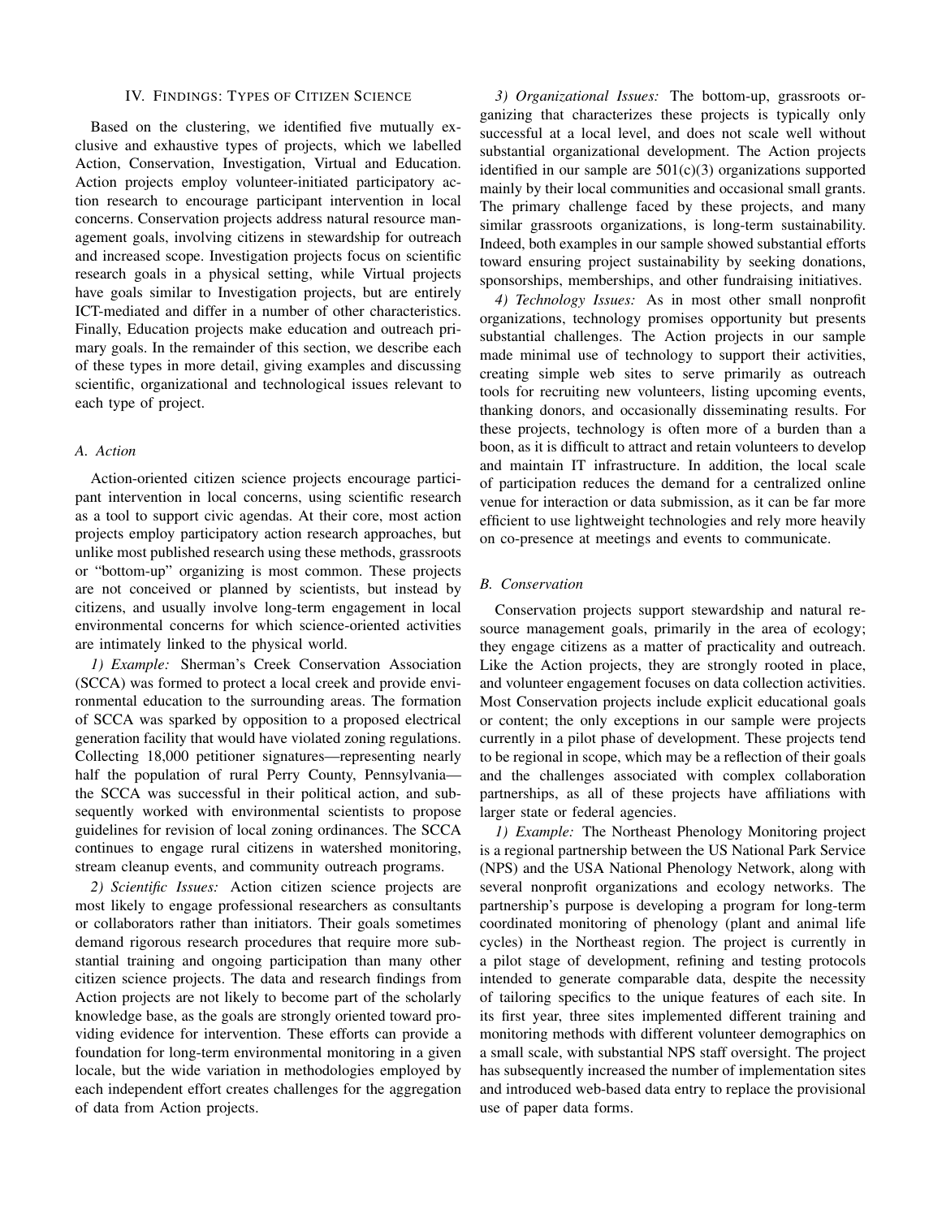## IV. Findings: Types of Citizen Science

Based on the clustering, we identified five mutually exclusive and exhaustive types of projects, which we labelled Action, Conservation, Investigation, Virtual and Education. Action projects employ volunteer-initiated participatory action research to encourage participant intervention in local concerns. Conservation projects address natural resource management goals, involving citizens in stewardship for outreach and increased scope. Investigation projects focus on scientific research goals in a physical setting, while Virtual projects have goals similar to Investigation projects, but are entirely ICT-mediated and differ in a number of other characteristics. Finally, Education projects make education and outreach primary goals. In the remainder of this section, we describe each of these types in more detail, giving examples and discussing scientific, organizational and technological issues relevant to each type of project.

### A. Action

Action-oriented citizen science projects encourage participant intervention in local concerns, using scientific research as a tool to support civic agendas. At their core, most action projects employ participatory action research approaches, but unlike most published research using these methods, grassroots or "bottom-up" organizing is most common. These projects are not conceived or planned by scientists, but instead by citizens, and usually involve long-term engagement in local environmental concerns for which science-oriented activities are intimately linked to the physical world.

*1) Example:* Sherman's Creek Conservation Association (SCCA) was formed to protect a local creek and provide environmental education to the surrounding areas. The formation of SCCA was sparked by opposition to a proposed electrical generation facility that would have violated zoning regulations. Collecting 18,000 petitioner signatures—representing nearly half the population of rural Perry County, Pennsylvania—the SCCA was successful in their political action, and subsequently worked with environmental scientists to propose guidelines for revision of local zoning ordinances. The SCCA continues to engage rural citizens in watershed monitoring, stream cleanup events, and community outreach programs.

*2) Scientific Issues:* Action citizen science projects are most likely to engage professional researchers as consultants or collaborators rather than initiators. Their goals sometimes demand rigorous research procedures that require more substantial training and ongoing participation than many other citizen science projects. The data and research findings from Action projects are not likely to become part of the scholarly knowledge base, as the goals are strongly oriented toward providing evidence for intervention. These efforts can provide a foundation for long-term environmental monitoring in a given locale, but the wide variation in methodologies employed by each independent effort creates challenges for the aggregation of data from Action projects.

*3) Organizational Issues:* The bottom-up, grassroots organizing that characterizes these projects is typically only successful at a local level, and does not scale well without substantial organizational development. The Action projects identified in our sample are 501(c)(3) organizations supported mainly by their local communities and occasional small grants. The primary challenge faced by these projects, and many similar grassroots organizations, is long-term sustainability. Indeed, both examples in our sample showed substantial efforts toward ensuring project sustainability by seeking donations, sponsorships, memberships, and other fundraising initiatives.

*4) Technology Issues:* As in most other small nonprofit organizations, technology promises opportunity but presents substantial challenges. The Action projects in our sample made minimal use of technology to support their activities, creating simple web sites to serve primarily as outreach tools for recruiting new volunteers, listing upcoming events, thanking donors, and occasionally disseminating results. For these projects, technology is often more of a burden than a boon, as it is difficult to attract and retain volunteers to develop and maintain IT infrastructure. In addition, the local scale of participation reduces the demand for a centralized online venue for interaction or data submission, as it can be far more efficient to use lightweight technologies and rely more heavily on co-presence at meetings and events to communicate.

### B. Conservation

Conservation projects support stewardship and natural resource management goals, primarily in the area of ecology; they engage citizens as a matter of practicality and outreach. Like the Action projects, they are strongly rooted in place, and volunteer engagement focuses on data collection activities. Most Conservation projects include explicit educational goals or content; the only exceptions in our sample were projects currently in a pilot phase of development. These projects tend to be regional in scope, which may be a reflection of their goals and the challenges associated with complex collaboration partnerships, as all of these projects have affiliations with larger state or federal agencies.

*1) Example:* The Northeast Phenology Monitoring project is a regional partnership between the US National Park Service (NPS) and the USA National Phenology Network, along with several nonprofit organizations and ecology networks. The partnership's purpose is developing a program for long-term coordinated monitoring of phenology (plant and animal life cycles) in the Northeast region. The project is currently in a pilot stage of development, refining and testing protocols intended to generate comparable data, despite the necessity of tailoring specifics to the unique features of each site. In its first year, three sites implemented different training and monitoring methods with different volunteer demographics on a small scale, with substantial NPS staff oversight. The project has subsequently increased the number of implementation sites and introduced web-based data entry to replace the provisional use of paper data forms.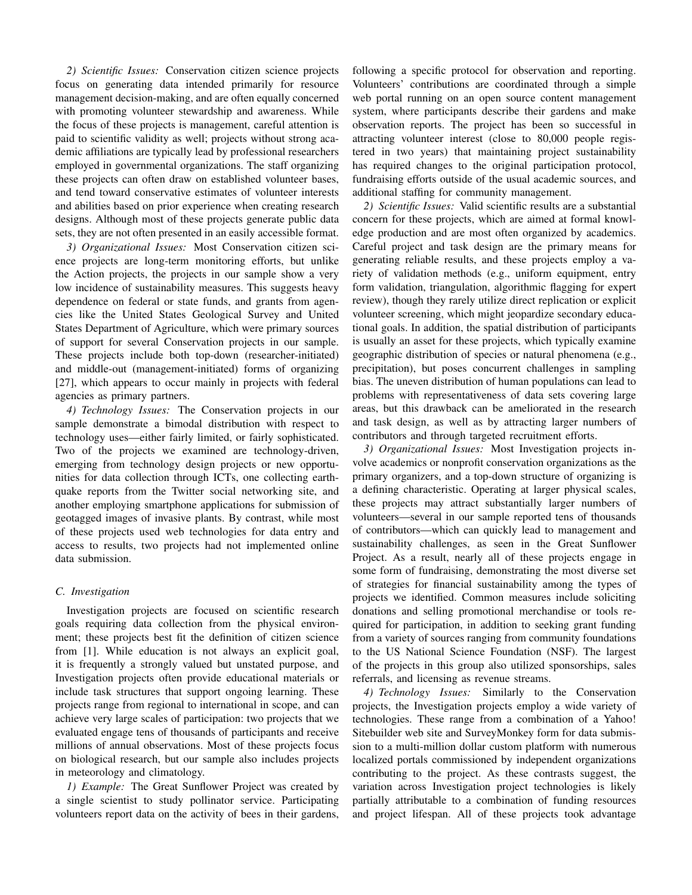*2) Scientific Issues:* Conservation citizen science projects focus on generating data intended primarily for resource management decision-making, and are often equally concerned with promoting volunteer stewardship and awareness. While the focus of these projects is management, careful attention is paid to scientific validity as well; projects without strong academic affiliations are typically lead by professional researchers employed in governmental organizations. The staff organizing these projects can often draw on established volunteer bases, and tend toward conservative estimates of volunteer interests and abilities based on prior experience when creating research designs. Although most of these projects generate public data sets, they are not often presented in an easily accessible format.

*3) Organizational Issues:* Most Conservation citizen science projects are long-term monitoring efforts, but unlike the Action projects, the projects in our sample show a very low incidence of sustainability measures. This suggests heavy dependence on federal or state funds, and grants from agencies like the United States Geological Survey and United States Department of Agriculture, which were primary sources of support for several Conservation projects in our sample. These projects include both top-down (researcher-initiated) and middle-out (management-initiated) forms of organizing [27], which appears to occur mainly in projects with federal agencies as primary partners.

*4) Technology Issues:* The Conservation projects in our sample demonstrate a bimodal distribution with respect to technology uses—either fairly limited, or fairly sophisticated. Two of the projects we examined are technology-driven, emerging from technology design projects or new opportunities for data collection through ICTs, one collecting earthquake reports from the Twitter social networking site, and another employing smartphone applications for submission of geotagged images of invasive plants. By contrast, while most of these projects used web technologies for data entry and access to results, two projects had not implemented online data submission.

### C. Investigation

Investigation projects are focused on scientific research goals requiring data collection from the physical environment; these projects best fit the definition of citizen science from [1]. While education is not always an explicit goal, it is frequently a strongly valued but unstated purpose, and Investigation projects often provide educational materials or include task structures that support ongoing learning. These projects range from regional to international in scope, and can achieve very large scales of participation: two projects that we evaluated engage tens of thousands of participants and receive millions of annual observations. Most of these projects focus on biological research, but our sample also includes projects in meteorology and climatology.

*1) Example:* The Great Sunflower Project was created by a single scientist to study pollinator service. Participating volunteers report data on the activity of bees in their gardens, following a specific protocol for observation and reporting. Volunteers' contributions are coordinated through a simple web portal running on an open source content management system, where participants describe their gardens and make observation reports. The project has been so successful in attracting volunteer interest (close to 80,000 people registered in two years) that maintaining project sustainability has required changes to the original participation protocol, fundraising efforts outside of the usual academic sources, and additional staffing for community management.

*2) Scientific Issues:* Valid scientific results are a substantial concern for these projects, which are aimed at formal knowledge production and are most often organized by academics. Careful project and task design are the primary means for generating reliable results, and these projects employ a variety of validation methods (e.g., uniform equipment, entry form validation, triangulation, algorithmic flagging for expert review), though they rarely utilize direct replication or explicit volunteer screening, which might jeopardize secondary educational goals. In addition, the spatial distribution of participants is usually an asset for these projects, which typically examine geographic distribution of species or natural phenomena (e.g., precipitation), but poses concurrent challenges in sampling bias. The uneven distribution of human populations can lead to problems with representativeness of data sets covering large areas, but this drawback can be ameliorated in the research and task design, as well as by attracting larger numbers of contributors and through targeted recruitment efforts.

*3) Organizational Issues:* Most Investigation projects involve academics or nonprofit conservation organizations as the primary organizers, and a top-down structure of organizing is a defining characteristic. Operating at larger physical scales, these projects may attract substantially larger numbers of volunteers—several in our sample reported tens of thousands of contributors—which can quickly lead to management and sustainability challenges, as seen in the Great Sunflower Project. As a result, nearly all of these projects engage in some form of fundraising, demonstrating the most diverse set of strategies for financial sustainability among the types of projects we identified. Common measures include soliciting donations and selling promotional merchandise or tools required for participation, in addition to seeking grant funding from a variety of sources ranging from community foundations to the US National Science Foundation (NSF). The largest of the projects in this group also utilized sponsorships, sales referrals, and licensing as revenue streams.

*4) Technology Issues:* Similarly to the Conservation projects, the Investigation projects employ a wide variety of technologies. These range from a combination of a Yahoo! Sitebuilder web site and SurveyMonkey form for data submission to a multi-million dollar custom platform with numerous localized portals commissioned by independent organizations contributing to the project. As these contrasts suggest, the variation across Investigation project technologies is likely partially attributable to a combination of funding resources and project lifespan. All of these projects took advantage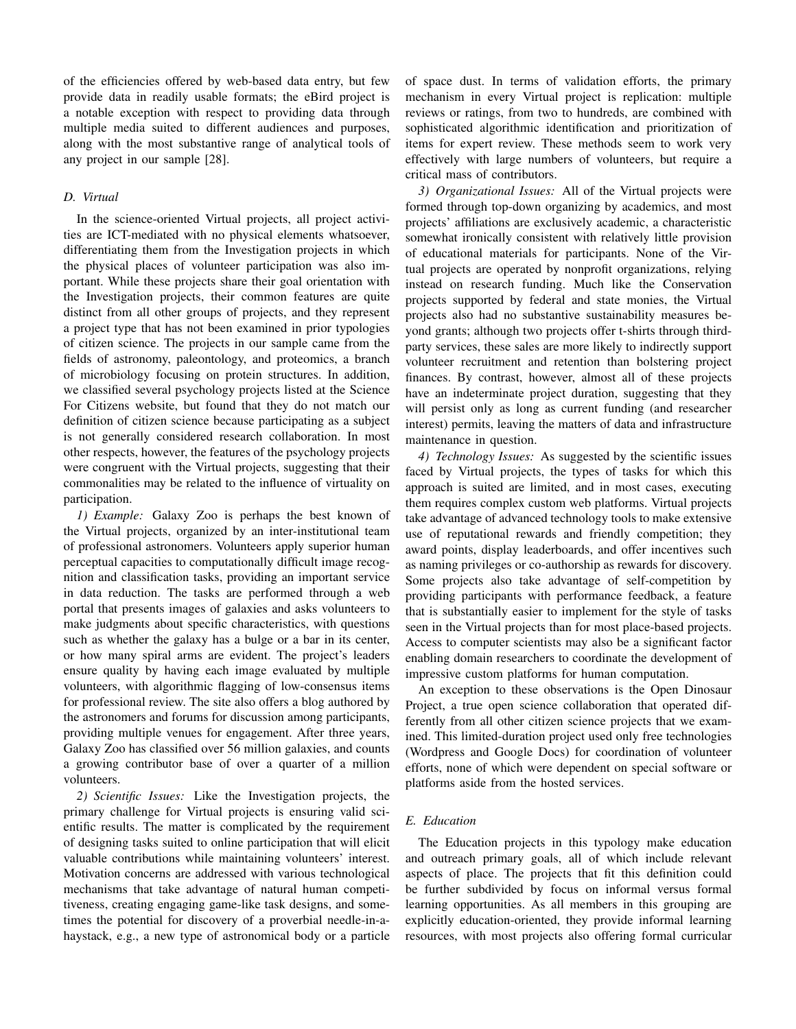of the efficiencies offered by web-based data entry, but few provide data in readily usable formats; the eBird project is a notable exception with respect to providing data through multiple media suited to different audiences and purposes, along with the most substantive range of analytical tools of any project in our sample [28].

### D. Virtual

In the science-oriented Virtual projects, all project activities are ICT-mediated with no physical elements whatsoever, differentiating them from the Investigation projects in which the physical places of volunteer participation was also important. While these projects share their goal orientation with the Investigation projects, their common features are quite distinct from all other groups of projects, and they represent a project type that has not been examined in prior typologies of citizen science. The projects in our sample came from the fields of astronomy, paleontology, and proteomics, a branch of microbiology focusing on protein structures. In addition, we classified several psychology projects listed at the Science For Citizens website, but found that they do not match our definition of citizen science because participating as a subject is not generally considered research collaboration. In most other respects, however, the features of the psychology projects were congruent with the Virtual projects, suggesting that their commonalities may be related to the influence of virtuality on participation.

*1) Example:* Galaxy Zoo is perhaps the best known of the Virtual projects, organized by an inter-institutional team of professional astronomers. Volunteers apply superior human perceptual capacities to computationally difficult image recognition and classification tasks, providing an important service in data reduction. The tasks are performed through a web portal that presents images of galaxies and asks volunteers to make judgments about specific characteristics, with questions such as whether the galaxy has a bulge or a bar in its center, or how many spiral arms are evident. The project's leaders ensure quality by having each image evaluated by multiple volunteers, with algorithmic flagging of low-consensus items for professional review. The site also offers a blog authored by the astronomers and forums for discussion among participants, providing multiple venues for engagement. After three years, Galaxy Zoo has classified over 56 million galaxies, and counts a growing contributor base of over a quarter of a million volunteers.

*2) Scientific Issues:* Like the Investigation projects, the primary challenge for Virtual projects is ensuring valid scientific results. The matter is complicated by the requirement of designing tasks suited to online participation that will elicit valuable contributions while maintaining volunteers' interest. Motivation concerns are addressed with various technological mechanisms that take advantage of natural human competitiveness, creating engaging game-like task designs, and sometimes the potential for discovery of a proverbial needle-in-a-haystack, e.g., a new type of astronomical body or a particle of space dust. In terms of validation efforts, the primary mechanism in every Virtual project is replication: multiple reviews or ratings, from two to hundreds, are combined with sophisticated algorithmic identification and prioritization of items for expert review. These methods seem to work very effectively with large numbers of volunteers, but require a critical mass of contributors.

*3) Organizational Issues:* All of the Virtual projects were formed through top-down organizing by academics, and most projects' affiliations are exclusively academic, a characteristic somewhat ironically consistent with relatively little provision of educational materials for participants. None of the Virtual projects are operated by nonprofit organizations, relying instead on research funding. Much like the Conservation projects supported by federal and state monies, the Virtual projects also had no substantive sustainability measures beyond grants; although two projects offer t-shirts through third-party services, these sales are more likely to indirectly support volunteer recruitment and retention than bolstering project finances. By contrast, however, almost all of these projects have an indeterminate project duration, suggesting that they will persist only as long as current funding (and researcher interest) permits, leaving the matters of data and infrastructure maintenance in question.

*4) Technology Issues:* As suggested by the scientific issues faced by Virtual projects, the types of tasks for which this approach is suited are limited, and in most cases, executing them requires complex custom web platforms. Virtual projects take advantage of advanced technology tools to make extensive use of reputational rewards and friendly competition; they award points, display leaderboards, and offer incentives such as naming privileges or co-authorship as rewards for discovery. Some projects also take advantage of self-competition by providing participants with performance feedback, a feature that is substantially easier to implement for the style of tasks seen in the Virtual projects than for most place-based projects. Access to computer scientists may also be a significant factor enabling domain researchers to coordinate the development of impressive custom platforms for human computation.

An exception to these observations is the Open Dinosaur Project, a true open science collaboration that operated differently from all other citizen science projects that we examined. This limited-duration project used only free technologies (Wordpress and Google Docs) for coordination of volunteer efforts, none of which were dependent on special software or platforms aside from the hosted services.

### E. Education

The Education projects in this typology make education and outreach primary goals, all of which include relevant aspects of place. The projects that fit this definition could be further subdivided by focus on informal versus formal learning opportunities. As all members in this grouping are explicitly education-oriented, they provide informal learning resources, with most projects also offering formal curricular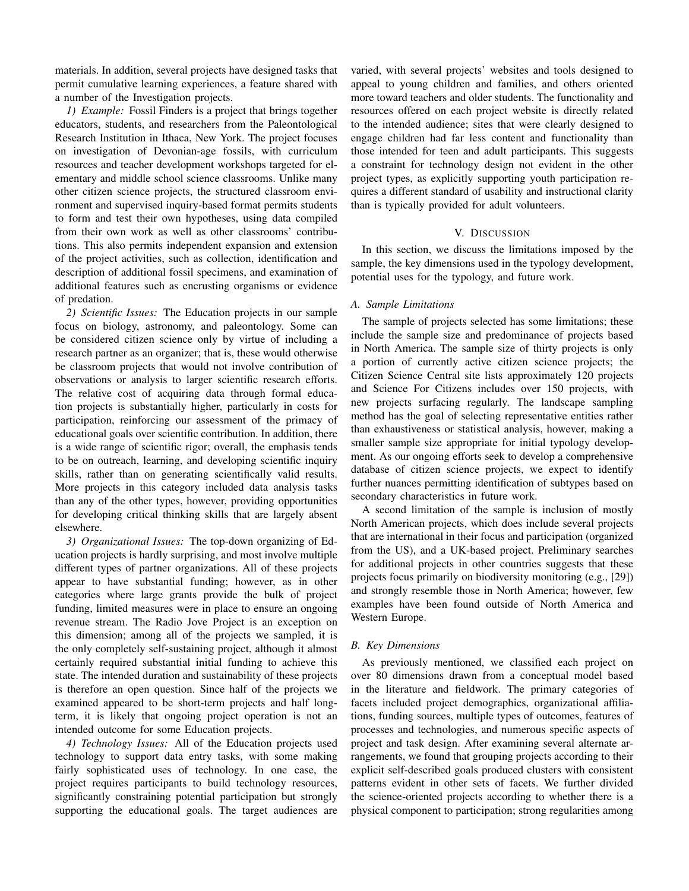materials. In addition, several projects have designed tasks that permit cumulative learning experiences, a feature shared with a number of the Investigation projects.

*1) Example:* Fossil Finders is a project that brings together educators, students, and researchers from the Paleontological Research Institution in Ithaca, New York. The project focuses on investigation of Devonian-age fossils, with curriculum resources and teacher development workshops targeted for elementary and middle school science classrooms. Unlike many other citizen science projects, the structured classroom environment and supervised inquiry-based format permits students to form and test their own hypotheses, using data compiled from their own work as well as other classrooms' contributions. This also permits independent expansion and extension of the project activities, such as collection, identification and description of additional fossil specimens, and examination of additional features such as encrusting organisms or evidence of predation.

*2) Scientific Issues:* The Education projects in our sample focus on biology, astronomy, and paleontology. Some can be considered citizen science only by virtue of including a research partner as an organizer; that is, these would otherwise be classroom projects that would not involve contribution of observations or analysis to larger scientific research efforts. The relative cost of acquiring data through formal education projects is substantially higher, particularly in costs for participation, reinforcing our assessment of the primacy of educational goals over scientific contribution. In addition, there is a wide range of scientific rigor; overall, the emphasis tends to be on outreach, learning, and developing scientific inquiry skills, rather than on generating scientifically valid results. More projects in this category included data analysis tasks than any of the other types, however, providing opportunities for developing critical thinking skills that are largely absent elsewhere.

*3) Organizational Issues:* The top-down organizing of Education projects is hardly surprising, and most involve multiple different types of partner organizations. All of these projects appear to have substantial funding; however, as in other categories where large grants provide the bulk of project funding, limited measures were in place to ensure an ongoing revenue stream. The Radio Jove Project is an exception on this dimension; among all of the projects we sampled, it is the only completely self-sustaining project, although it almost certainly required substantial initial funding to achieve this state. The intended duration and sustainability of these projects is therefore an open question. Since half of the projects we examined appeared to be short-term projects and half long-term, it is likely that ongoing project operation is not an intended outcome for some Education projects.

*4) Technology Issues:* All of the Education projects used technology to support data entry tasks, with some making fairly sophisticated uses of technology. In one case, the project requires participants to build technology resources, significantly constraining potential participation but strongly supporting the educational goals. The target audiences are varied, with several projects' websites and tools designed to appeal to young children and families, and others oriented more toward teachers and older students. The functionality and resources offered on each project website is directly related to the intended audience; sites that were clearly designed to engage children had far less content and functionality than those intended for teen and adult participants. This suggests a constraint for technology design not evident in the other project types, as explicitly supporting youth participation requires a different standard of usability and instructional clarity than is typically provided for adult volunteers.

## V. Discussion

In this section, we discuss the limitations imposed by the sample, the key dimensions used in the typology development, potential uses for the typology, and future work.

### A. Sample Limitations

The sample of projects selected has some limitations; these include the sample size and predominance of projects based in North America. The sample size of thirty projects is only a portion of currently active citizen science projects; the Citizen Science Central site lists approximately 120 projects and Science For Citizens includes over 150 projects, with new projects surfacing regularly. The landscape sampling method has the goal of selecting representative entities rather than exhaustiveness or statistical analysis, however, making a smaller sample size appropriate for initial typology development. As our ongoing efforts seek to develop a comprehensive database of citizen science projects, we expect to identify further nuances permitting identification of subtypes based on secondary characteristics in future work.

A second limitation of the sample is inclusion of mostly North American projects, which does include several projects that are international in their focus and participation (organized from the US), and a UK-based project. Preliminary searches for additional projects in other countries suggests that these projects focus primarily on biodiversity monitoring (e.g., [29]) and strongly resemble those in North America; however, few examples have been found outside of North America and Western Europe.

### B. Key Dimensions

As previously mentioned, we classified each project on over 80 dimensions drawn from a conceptual model based in the literature and fieldwork. The primary categories of facets included project demographics, organizational affiliations, funding sources, multiple types of outcomes, features of processes and technologies, and numerous specific aspects of project and task design. After examining several alternate arrangements, we found that grouping projects according to their explicit self-described goals produced clusters with consistent patterns evident in other sets of facets. We further divided the science-oriented projects according to whether there is a physical component to participation; strong regularities among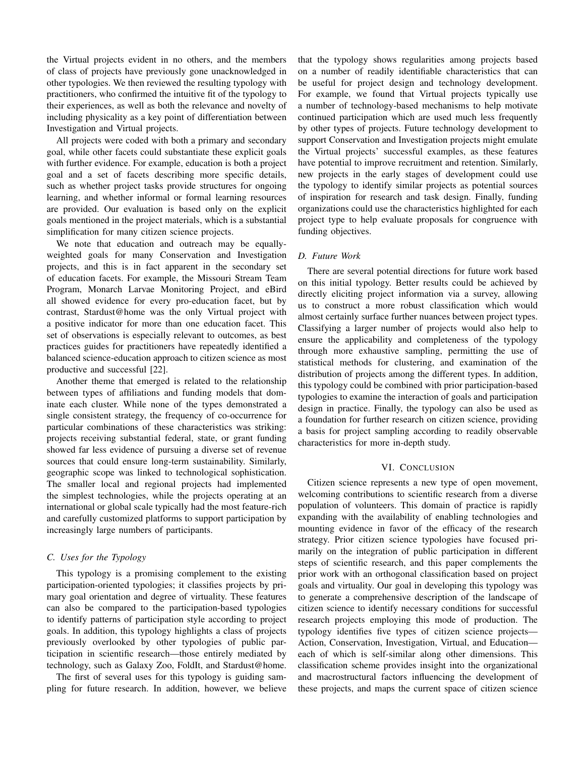the Virtual projects evident in no others, and the members of class of projects have previously gone unacknowledged in other typologies. We then reviewed the resulting typology with practitioners, who confirmed the intuitive fit of the typology to their experiences, as well as both the relevance and novelty of including physicality as a key point of differentiation between Investigation and Virtual projects.

All projects were coded with both a primary and secondary goal, while other facets could substantiate these explicit goals with further evidence. For example, education is both a project goal and a set of facets describing more specific details, such as whether project tasks provide structures for ongoing learning, and whether informal or formal learning resources are provided. Our evaluation is based only on the explicit goals mentioned in the project materials, which is a substantial simplification for many citizen science projects.

We note that education and outreach may be equally-weighted goals for many Conservation and Investigation projects, and this is in fact apparent in the secondary set of education facets. For example, the Missouri Stream Team Program, Monarch Larvae Monitoring Project, and eBird all showed evidence for every pro-education facet, but by contrast, Stardust@home was the only Virtual project with a positive indicator for more than one education facet. This set of observations is especially relevant to outcomes, as best practices guides for practitioners have repeatedly identified a balanced science-education approach to citizen science as most productive and successful [22].

Another theme that emerged is related to the relationship between types of affiliations and funding models that dominate each cluster. While none of the types demonstrated a single consistent strategy, the frequency of co-occurrence for particular combinations of these characteristics was striking: projects receiving substantial federal, state, or grant funding showed far less evidence of pursuing a diverse set of revenue sources that could ensure long-term sustainability. Similarly, geographic scope was linked to technological sophistication. The smaller local and regional projects had implemented the simplest technologies, while the projects operating at an international or global scale typically had the most feature-rich and carefully customized platforms to support participation by increasingly large numbers of participants.

### C. Uses for the Typology

This typology is a promising complement to the existing participation-oriented typologies; it classifies projects by primary goal orientation and degree of virtuality. These features can also be compared to the participation-based typologies to identify patterns of participation style according to project goals. In addition, this typology highlights a class of projects previously overlooked by other typologies of public participation in scientific research—those entirely mediated by technology, such as Galaxy Zoo, FoldIt, and Stardust@home.

The first of several uses for this typology is guiding sampling for future research. In addition, however, we believe that the typology shows regularities among projects based on a number of readily identifiable characteristics that can be useful for project design and technology development. For example, we found that Virtual projects typically use a number of technology-based mechanisms to help motivate continued participation which are used much less frequently by other types of projects. Future technology development to support Conservation and Investigation projects might emulate the Virtual projects' successful examples, as these features have potential to improve recruitment and retention. Similarly, new projects in the early stages of development could use the typology to identify similar projects as potential sources of inspiration for research and task design. Finally, funding organizations could use the characteristics highlighted for each project type to help evaluate proposals for congruence with funding objectives.

### D. Future Work

There are several potential directions for future work based on this initial typology. Better results could be achieved by directly eliciting project information via a survey, allowing us to construct a more robust classification which would almost certainly surface further nuances between project types. Classifying a larger number of projects would also help to ensure the applicability and completeness of the typology through more exhaustive sampling, permitting the use of statistical methods for clustering, and examination of the distribution of projects among the different types. In addition, this typology could be combined with prior participation-based typologies to examine the interaction of goals and participation design in practice. Finally, the typology can also be used as a foundation for further research on citizen science, providing a basis for project sampling according to readily observable characteristics for more in-depth study.

## VI. Conclusion

Citizen science represents a new type of open movement, welcoming contributions to scientific research from a diverse population of volunteers. This domain of practice is rapidly expanding with the availability of enabling technologies and mounting evidence in favor of the efficacy of the research strategy. Prior citizen science typologies have focused primarily on the integration of public participation in different steps of scientific research, and this paper complements the prior work with an orthogonal classification based on project goals and virtuality. Our goal in developing this typology was to generate a comprehensive description of the landscape of citizen science to identify necessary conditions for successful research projects employing this mode of production. The typology identifies five types of citizen science projects—Action, Conservation, Investigation, Virtual, and Education—each of which is self-similar along other dimensions. This classification scheme provides insight into the organizational and macrostructural factors influencing the development of these projects, and maps the current space of citizen science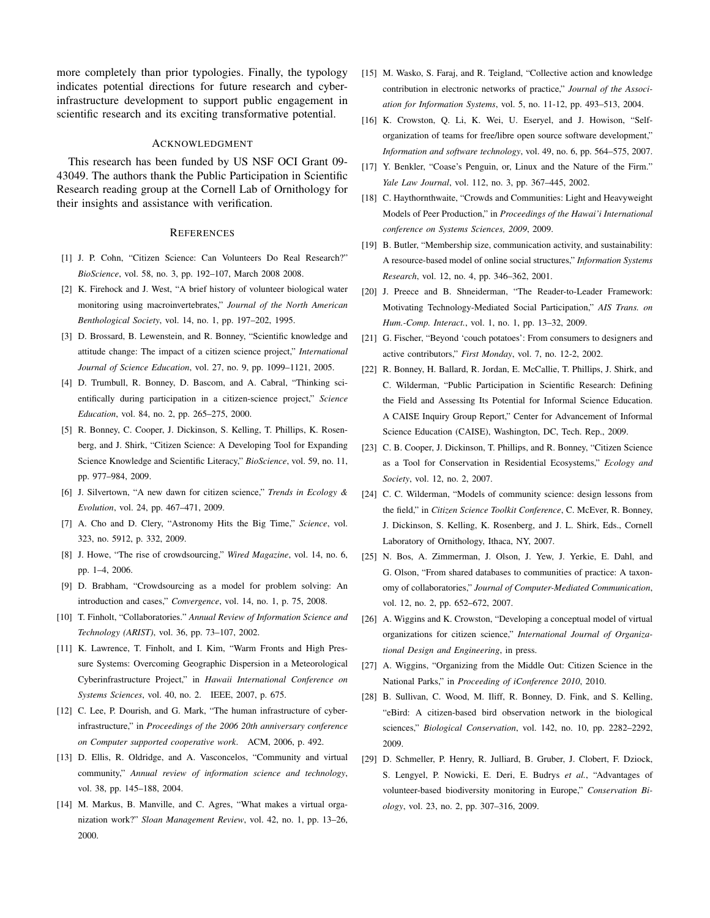more completely than prior typologies. Finally, the typology indicates potential directions for future research and cyberinfrastructure development to support public engagement in scientific research and its exciting transformative potential.

## Acknowledgment

This research has been funded by US NSF OCI Grant 09-43049. The authors thank the Public Participation in Scientific Research reading group at the Cornell Lab of Ornithology for their insights and assistance with verification.

## References

[1] J. P. Cohn, "Citizen Science: Can Volunteers Do Real Research?" *BioScience*, vol. 58, no. 3, pp. 192–107, March 2008 2008.

[2] K. Firehock and J. West, "A brief history of volunteer biological water monitoring using macroinvertebrates," *Journal of the North American Benthological Society*, vol. 14, no. 1, pp. 197–202, 1995.

[3] D. Brossard, B. Lewenstein, and R. Bonney, "Scientific knowledge and attitude change: The impact of a citizen science project," *International Journal of Science Education*, vol. 27, no. 9, pp. 1099–1121, 2005.

[4] D. Trumbull, R. Bonney, D. Bascom, and A. Cabral, "Thinking scientifically during participation in a citizen-science project," *Science Education*, vol. 84, no. 2, pp. 265–275, 2000.

[5] R. Bonney, C. Cooper, J. Dickinson, S. Kelling, T. Phillips, K. Rosenberg, and J. Shirk, "Citizen Science: A Developing Tool for Expanding Science Knowledge and Scientific Literacy," *BioScience*, vol. 59, no. 11, pp. 977–984, 2009.

[6] J. Silvertown, "A new dawn for citizen science," *Trends in Ecology & Evolution*, vol. 24, pp. 467–471, 2009.

[7] A. Cho and D. Clery, "Astronomy Hits the Big Time," *Science*, vol. 323, no. 5912, p. 332, 2009.

[8] J. Howe, "The rise of crowdsourcing," *Wired Magazine*, vol. 14, no. 6, pp. 1–4, 2006.

[9] D. Brabham, "Crowdsourcing as a model for problem solving: An introduction and cases," *Convergence*, vol. 14, no. 1, p. 75, 2008.

[10] T. Finholt, "Collaboratories." *Annual Review of Information Science and Technology (ARIST)*, vol. 36, pp. 73–107, 2002.

[11] K. Lawrence, T. Finholt, and I. Kim, "Warm Fronts and High Pressure Systems: Overcoming Geographic Dispersion in a Meteorological Cyberinfrastructure Project," in *Hawaii International Conference on Systems Sciences*, vol. 40, no. 2. IEEE, 2007, p. 675.

[12] C. Lee, P. Dourish, and G. Mark, "The human infrastructure of cyberinfrastructure," in *Proceedings of the 2006 20th anniversary conference on Computer supported cooperative work*. ACM, 2006, p. 492.

[13] D. Ellis, R. Oldridge, and A. Vasconcelos, "Community and virtual community," *Annual review of information science and technology*, vol. 38, pp. 145–188, 2004.

[14] M. Markus, B. Manville, and C. Agres, "What makes a virtual organization work?" *Sloan Management Review*, vol. 42, no. 1, pp. 13–26, 2000.

[15] M. Wasko, S. Faraj, and R. Teigland, "Collective action and knowledge contribution in electronic networks of practice," *Journal of the Association for Information Systems*, vol. 5, no. 11-12, pp. 493–513, 2004.

[16] K. Crowston, Q. Li, K. Wei, U. Eseryel, and J. Howison, "Self-organization of teams for free/libre open source software development," *Information and software technology*, vol. 49, no. 6, pp. 564–575, 2007.

[17] Y. Benkler, "Coase's Penguin, or, Linux and the Nature of the Firm." *Yale Law Journal*, vol. 112, no. 3, pp. 367–445, 2002.

[18] C. Haythornthwaite, "Crowds and Communities: Light and Heavyweight Models of Peer Production," in *Proceedings of the Hawai'i International conference on Systems Sciences, 2009*, 2009.

[19] B. Butler, "Membership size, communication activity, and sustainability: A resource-based model of online social structures," *Information Systems Research*, vol. 12, no. 4, pp. 346–362, 2001.

[20] J. Preece and B. Shneiderman, "The Reader-to-Leader Framework: Motivating Technology-Mediated Social Participation," *AIS Trans. on Hum.-Comp. Interact.*, vol. 1, no. 1, pp. 13–32, 2009.

[21] G. Fischer, "Beyond 'couch potatoes': From consumers to designers and active contributors," *First Monday*, vol. 7, no. 12-2, 2002.

[22] R. Bonney, H. Ballard, R. Jordan, E. McCallie, T. Phillips, J. Shirk, and C. Wilderman, "Public Participation in Scientific Research: Defining the Field and Assessing Its Potential for Informal Science Education. A CAISE Inquiry Group Report," Center for Advancement of Informal Science Education (CAISE), Washington, DC, Tech. Rep., 2009.

[23] C. B. Cooper, J. Dickinson, T. Phillips, and R. Bonney, "Citizen Science as a Tool for Conservation in Residential Ecosystems," *Ecology and Society*, vol. 12, no. 2, 2007.

[24] C. C. Wilderman, "Models of community science: design lessons from the field," in *Citizen Science Toolkit Conference*, C. McEver, R. Bonney, J. Dickinson, S. Kelling, K. Rosenberg, and J. L. Shirk, Eds., Cornell Laboratory of Ornithology, Ithaca, NY, 2007.

[25] N. Bos, A. Zimmerman, J. Olson, J. Yew, J. Yerkie, E. Dahl, and G. Olson, "From shared databases to communities of practice: A taxonomy of collaboratories," *Journal of Computer-Mediated Communication*, vol. 12, no. 2, pp. 652–672, 2007.

[26] A. Wiggins and K. Crowston, "Developing a conceptual model of virtual organizations for citizen science," *International Journal of Organizational Design and Engineering*, in press.

[27] A. Wiggins, "Organizing from the Middle Out: Citizen Science in the National Parks," in *Proceeding of iConference 2010*, 2010.

[28] B. Sullivan, C. Wood, M. Iliff, R. Bonney, D. Fink, and S. Kelling, "eBird: A citizen-based bird observation network in the biological sciences," *Biological Conservation*, vol. 142, no. 10, pp. 2282–2292, 2009.

[29] D. Schmeller, P. Henry, R. Julliard, B. Gruber, J. Clobert, F. Dziock, S. Lengyel, P. Nowicki, E. Deri, E. Budrys *et al.*, "Advantages of volunteer-based biodiversity monitoring in Europe," *Conservation Biology*, vol. 23, no. 2, pp. 307–316, 2009.